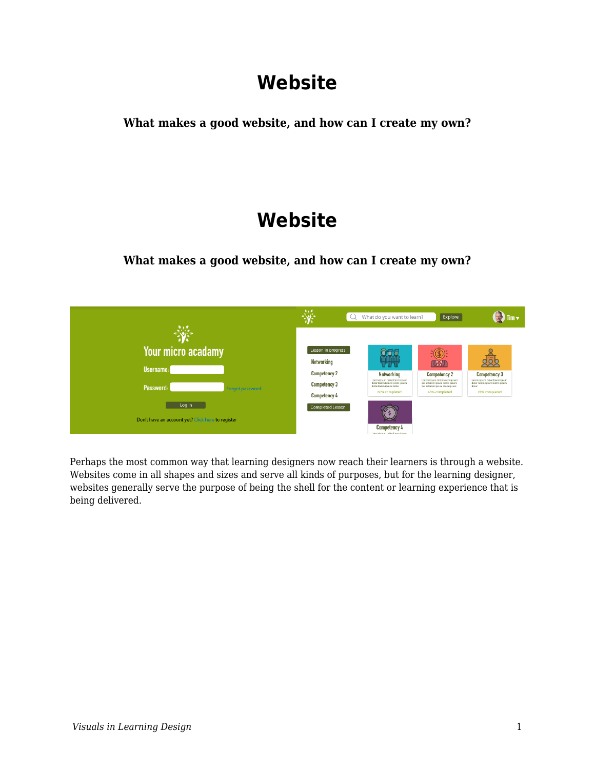# Website

**What makes a good website, and how can I create my own?**

# Website

**What makes a good website, and how can I create my own?**

Perhaps the most common way that learning designers now reach their learners is through a website. Websites come in all shapes and sizes and serve all kinds of purposes, but for the learning designer, websites generally serve the purpose of being the shell for the content or learning experience that is being delivered.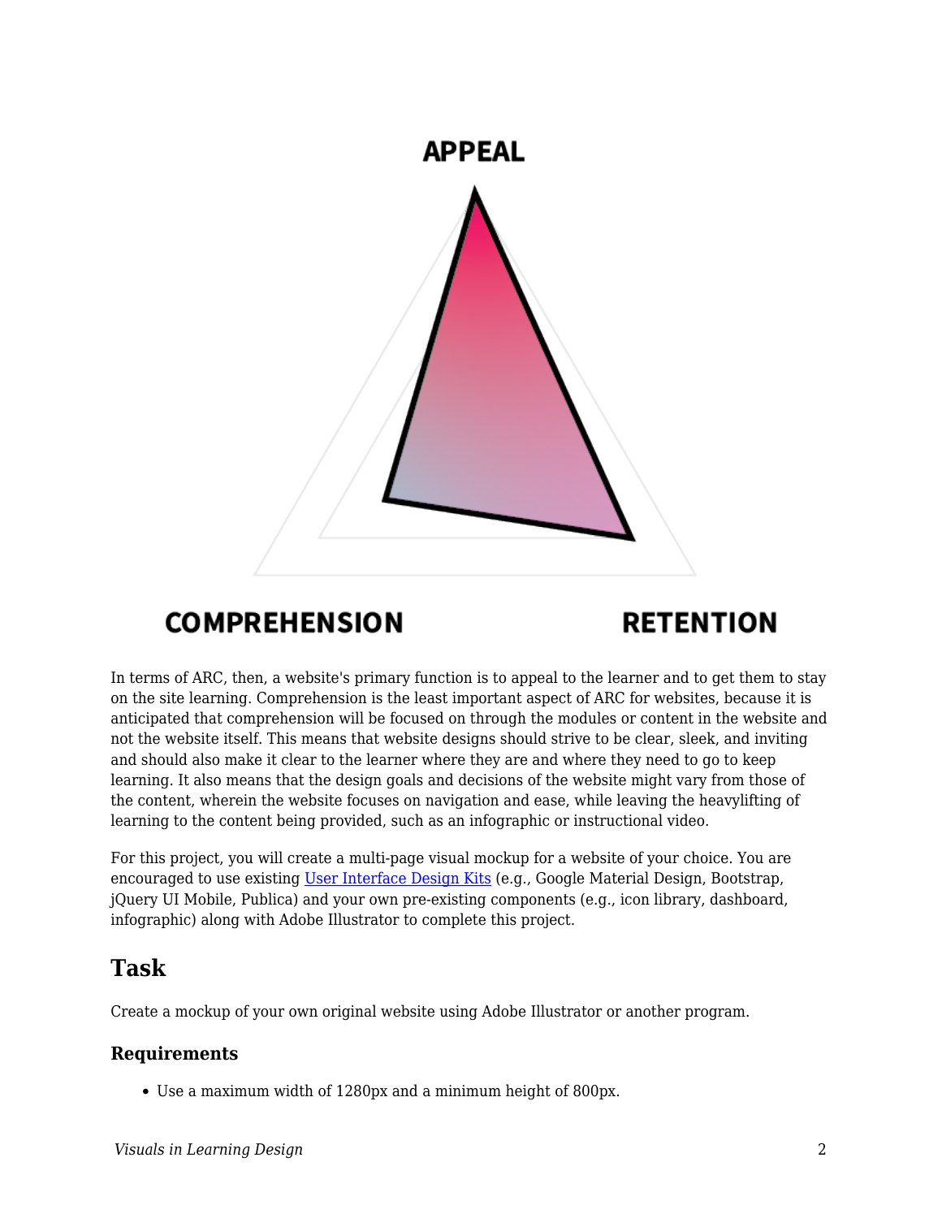APPEAL

COMPREHENSION

RETENTION

In terms of ARC, then, a website's primary function is to appeal to the learner and to get them to stay on the site learning. Comprehension is the least important aspect of ARC for websites, because it is anticipated that comprehension will be focused on through the modules or content in the website and not the website itself. This means that website designs should strive to be clear, sleek, and inviting and should also make it clear to the learner where they are and where they need to go to keep learning. It also means that the design goals and decisions of the website might vary from those of the content, wherein the website focuses on navigation and ease, while leaving the heavylifting of learning to the content being provided, such as an infographic or instructional video.

For this project, you will create a multi-page visual mockup for a website of your choice. You are encouraged to use existing User Interface Design Kits (e.g., Google Material Design, Bootstrap, jQuery UI Mobile, Publica) and your own pre-existing components (e.g., icon library, dashboard, infographic) along with Adobe Illustrator to complete this project.

## Task

Create a mockup of your own original website using Adobe Illustrator or another program.

### Requirements

- Use a maximum width of 1280px and a minimum height of 800px.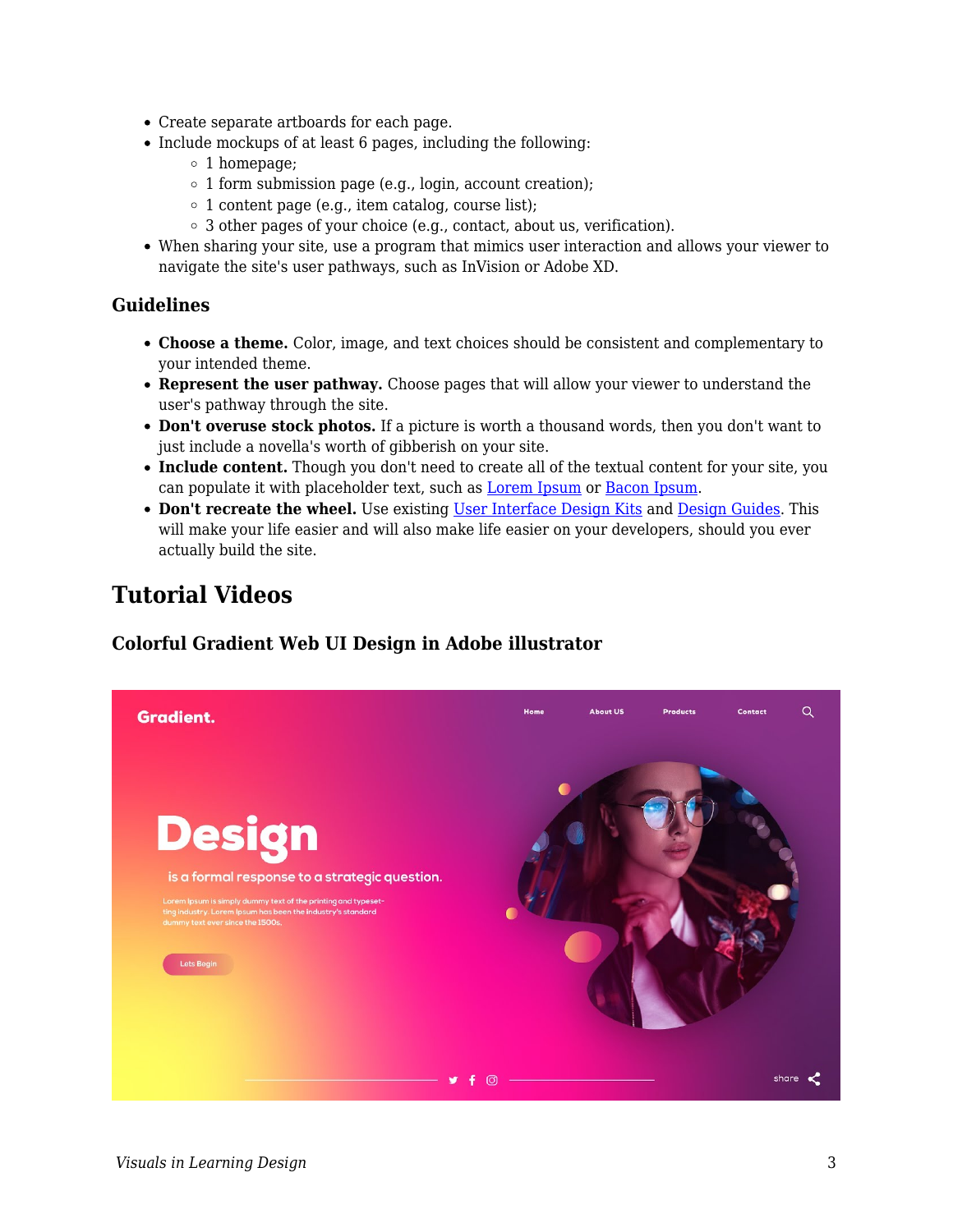- Create separate artboards for each page.
- Include mockups of at least 6 pages, including the following:
  - 1 homepage;
  - 1 form submission page (e.g., login, account creation);
  - 1 content page (e.g., item catalog, course list);
  - 3 other pages of your choice (e.g., contact, about us, verification).
- When sharing your site, use a program that mimics user interaction and allows your viewer to navigate the site's user pathways, such as InVision or Adobe XD.

### Guidelines

- **Choose a theme.** Color, image, and text choices should be consistent and complementary to your intended theme.
- **Represent the user pathway.** Choose pages that will allow your viewer to understand the user's pathway through the site.
- **Don't overuse stock photos.** If a picture is worth a thousand words, then you don't want to just include a novella's worth of gibberish on your site.
- **Include content.** Though you don't need to create all of the textual content for your site, you can populate it with placeholder text, such as Lorem Ipsum or Bacon Ipsum.
- **Don't recreate the wheel.** Use existing User Interface Design Kits and Design Guides. This will make your life easier and will also make life easier on your developers, should you ever actually build the site.

## Tutorial Videos

### Colorful Gradient Web UI Design in Adobe illustrator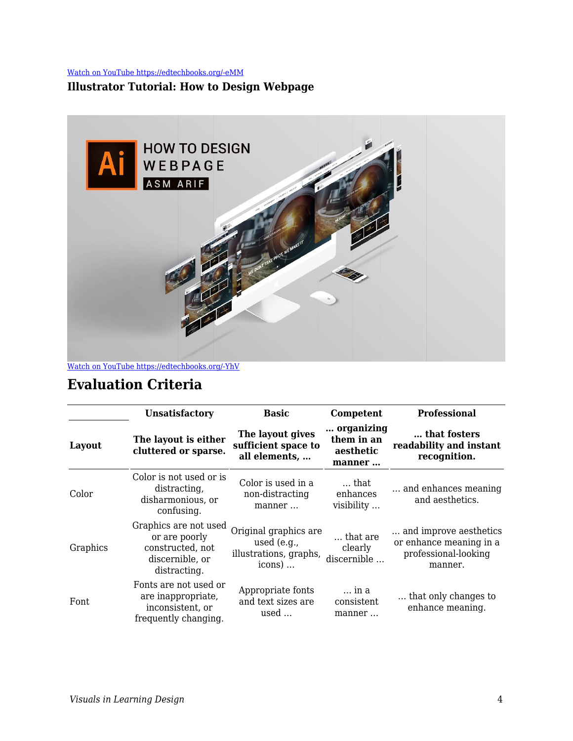[Watch on YouTube https://edtechbooks.org/-eMM](https://edtechbooks.org/-eMM)

**Illustrator Tutorial: How to Design Webpage**

[Watch on YouTube https://edtechbooks.org/-YhV](https://edtechbooks.org/-YhV)

## Evaluation Criteria

| | Unsatisfactory | Basic | Competent | Professional |
|---|---|---|---|---|
| **Layout** | **The layout is either cluttered or sparse.** | **The layout gives sufficient space to all elements, …** | **… organizing them in an aesthetic manner …** | **… that fosters readability and instant recognition.** |
| Color | Color is not used or is distracting, disharmonious, or confusing. | Color is used in a non-distracting manner … | … that enhances visibility … | … and enhances meaning and aesthetics. |
| Graphics | Graphics are not used or are poorly constructed, not discernible, or distracting. | Original graphics are used (e.g., illustrations, graphs, icons) … | … that are clearly discernible … | … and improve aesthetics or enhance meaning in a professional-looking manner. |
| Font | Fonts are not used or are inappropriate, inconsistent, or frequently changing. | Appropriate fonts and text sizes are used … | … in a consistent manner … | … that only changes to enhance meaning. |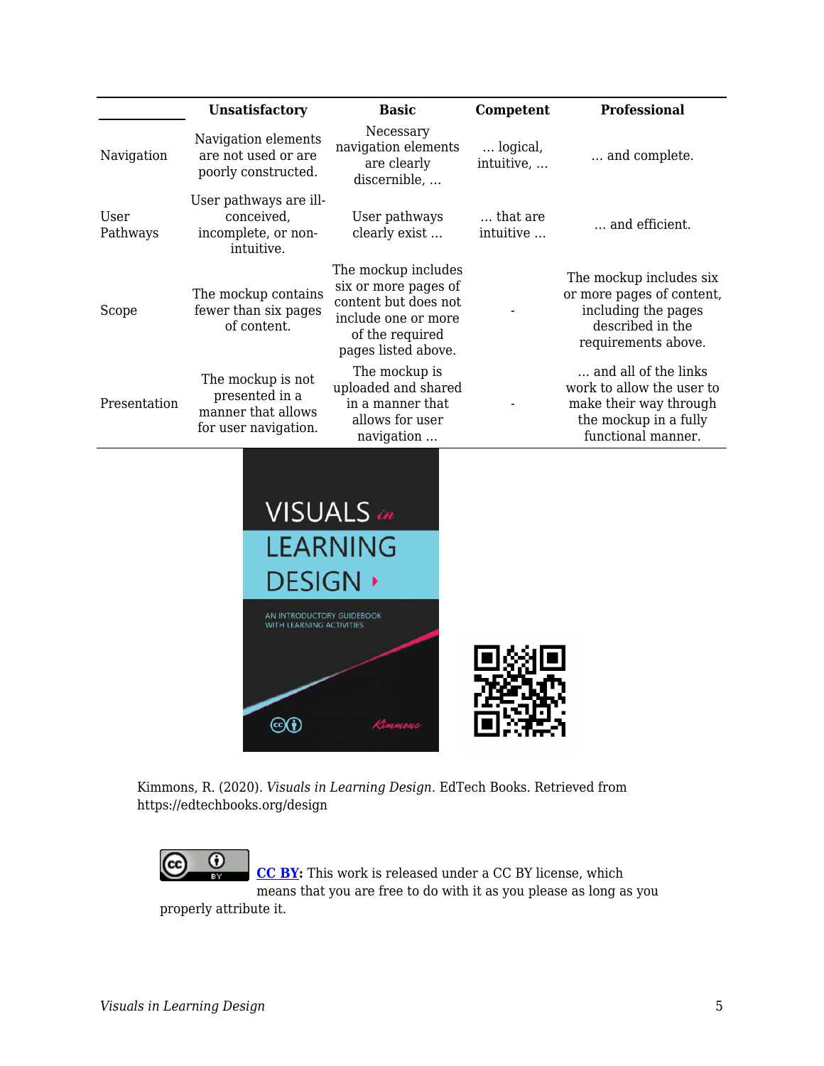| | Unsatisfactory | Basic | Competent | Professional |
|---|---|---|---|---|
| Navigation | Navigation elements are not used or are poorly constructed. | Necessary navigation elements are clearly discernible, … | … logical, intuitive, … | … and complete. |
| User Pathways | User pathways are ill-conceived, incomplete, or non-intuitive. | User pathways clearly exist … | … that are intuitive … | … and efficient. |
| Scope | The mockup contains fewer than six pages of content. | The mockup includes six or more pages of content but does not include one or more of the required pages listed above. | - | The mockup includes six or more pages of content, including the pages described in the requirements above. |
| Presentation | The mockup is not presented in a manner that allows for user navigation. | The mockup is uploaded and shared in a manner that allows for user navigation … | - | … and all of the links work to allow the user to make their way through the mockup in a fully functional manner. |

Kimmons, R. (2020). *Visuals in Learning Design*. EdTech Books. Retrieved from https://edtechbooks.org/design

**CC BY:** This work is released under a CC BY license, which means that you are free to do with it as you please as long as you properly attribute it.